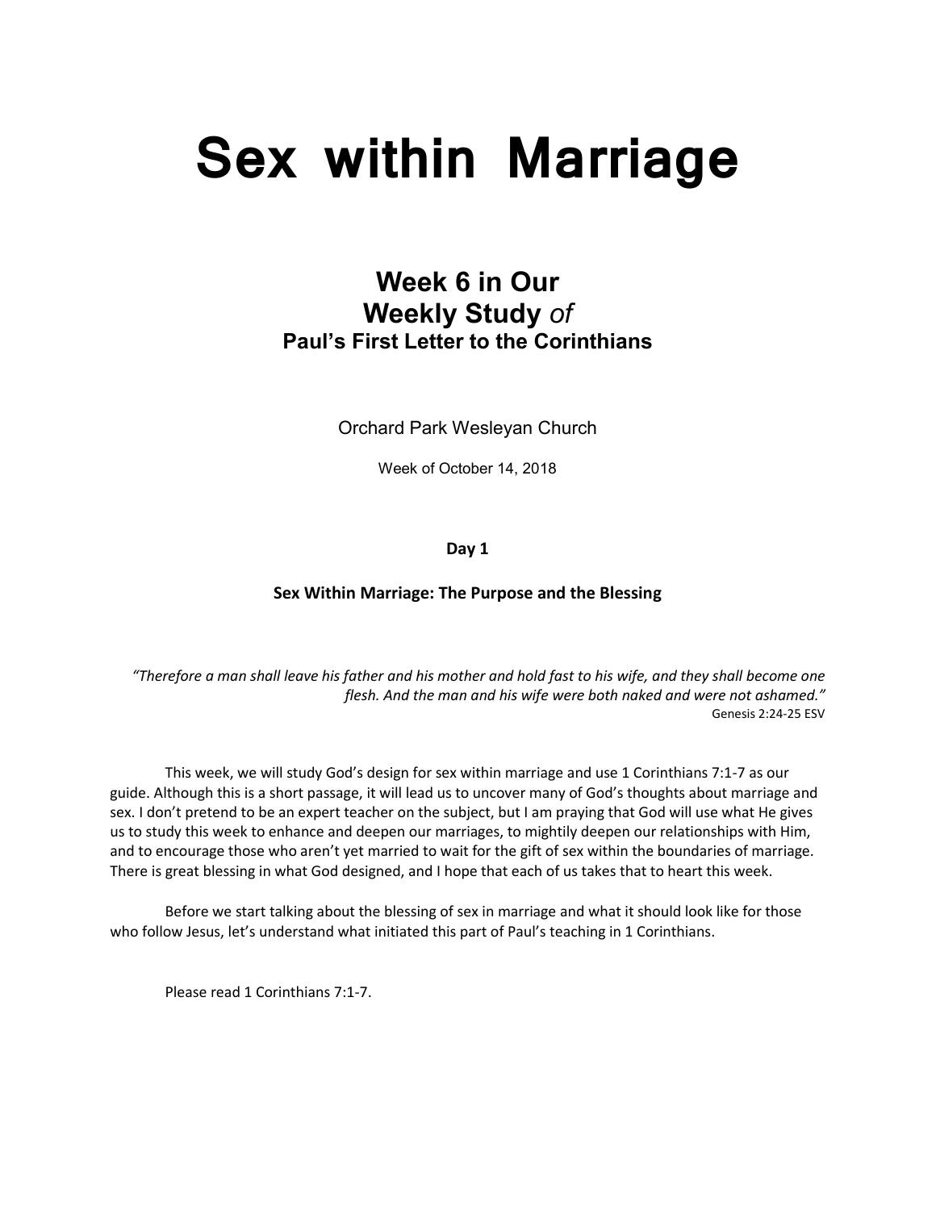# Sex within Marriage

## Week 6 in Our Weekly Study *of*
### Paul's First Letter to the Corinthians

Orchard Park Wesleyan Church

Week of October 14, 2018

**Day 1**

**Sex Within Marriage: The Purpose and the Blessing**

*"Therefore a man shall leave his father and his mother and hold fast to his wife, and they shall become one flesh. And the man and his wife were both naked and were not ashamed."*
Genesis 2:24-25 ESV

This week, we will study God's design for sex within marriage and use 1 Corinthians 7:1-7 as our guide. Although this is a short passage, it will lead us to uncover many of God's thoughts about marriage and sex. I don't pretend to be an expert teacher on the subject, but I am praying that God will use what He gives us to study this week to enhance and deepen our marriages, to mightily deepen our relationships with Him, and to encourage those who aren't yet married to wait for the gift of sex within the boundaries of marriage. There is great blessing in what God designed, and I hope that each of us takes that to heart this week.

Before we start talking about the blessing of sex in marriage and what it should look like for those who follow Jesus, let's understand what initiated this part of Paul's teaching in 1 Corinthians.

Please read 1 Corinthians 7:1-7.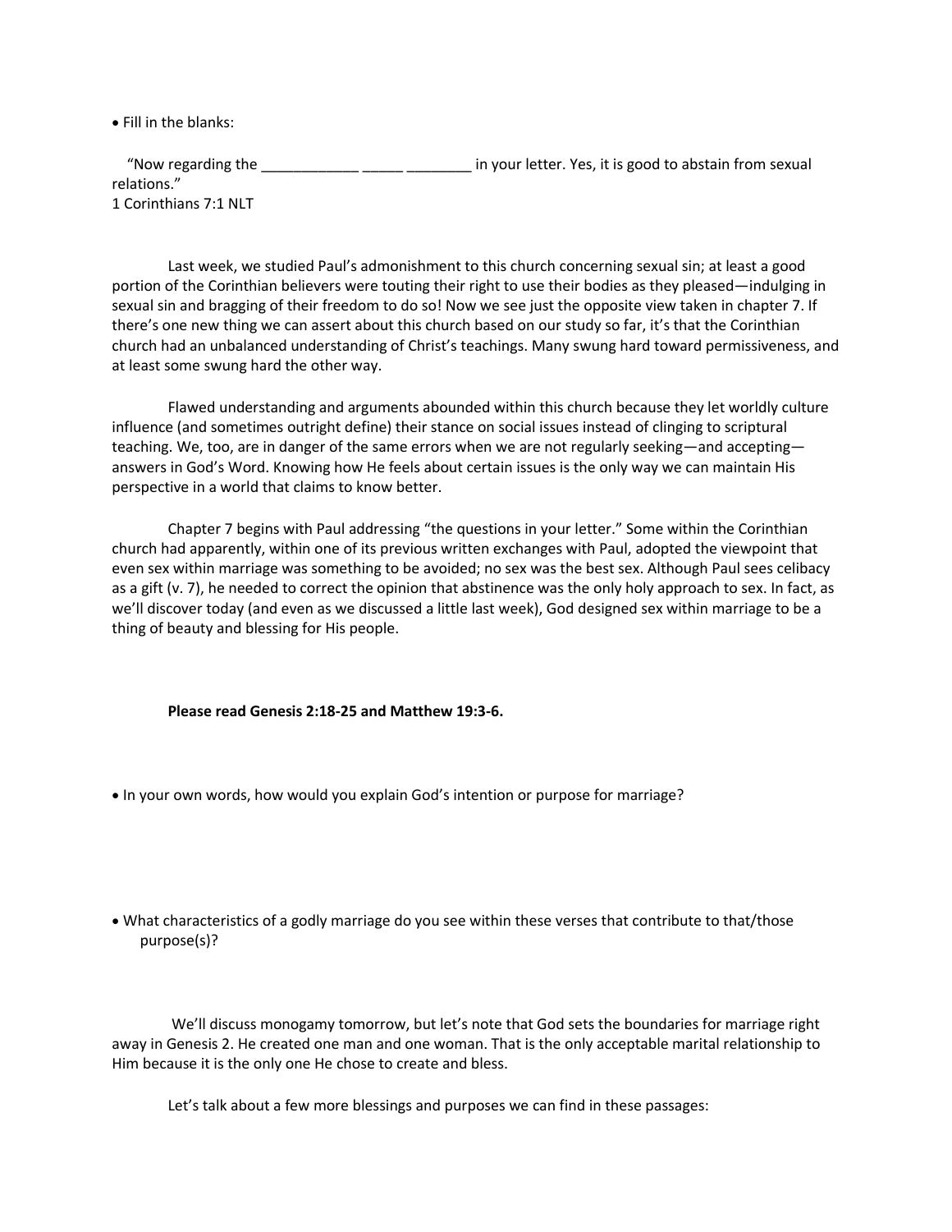- Fill in the blanks:

"Now regarding the ____________ _____ ________ in your letter. Yes, it is good to abstain from sexual relations."
1 Corinthians 7:1 NLT

Last week, we studied Paul's admonishment to this church concerning sexual sin; at least a good portion of the Corinthian believers were touting their right to use their bodies as they pleased—indulging in sexual sin and bragging of their freedom to do so! Now we see just the opposite view taken in chapter 7. If there's one new thing we can assert about this church based on our study so far, it's that the Corinthian church had an unbalanced understanding of Christ's teachings. Many swung hard toward permissiveness, and at least some swung hard the other way.

Flawed understanding and arguments abounded within this church because they let worldly culture influence (and sometimes outright define) their stance on social issues instead of clinging to scriptural teaching. We, too, are in danger of the same errors when we are not regularly seeking—and accepting—answers in God's Word. Knowing how He feels about certain issues is the only way we can maintain His perspective in a world that claims to know better.

Chapter 7 begins with Paul addressing "the questions in your letter." Some within the Corinthian church had apparently, within one of its previous written exchanges with Paul, adopted the viewpoint that even sex within marriage was something to be avoided; no sex was the best sex. Although Paul sees celibacy as a gift (v. 7), he needed to correct the opinion that abstinence was the only holy approach to sex. In fact, as we'll discover today (and even as we discussed a little last week), God designed sex within marriage to be a thing of beauty and blessing for His people.

**Please read Genesis 2:18-25 and Matthew 19:3-6.**

- In your own words, how would you explain God's intention or purpose for marriage?

- What characteristics of a godly marriage do you see within these verses that contribute to that/those purpose(s)?

We'll discuss monogamy tomorrow, but let's note that God sets the boundaries for marriage right away in Genesis 2. He created one man and one woman. That is the only acceptable marital relationship to Him because it is the only one He chose to create and bless.

Let's talk about a few more blessings and purposes we can find in these passages: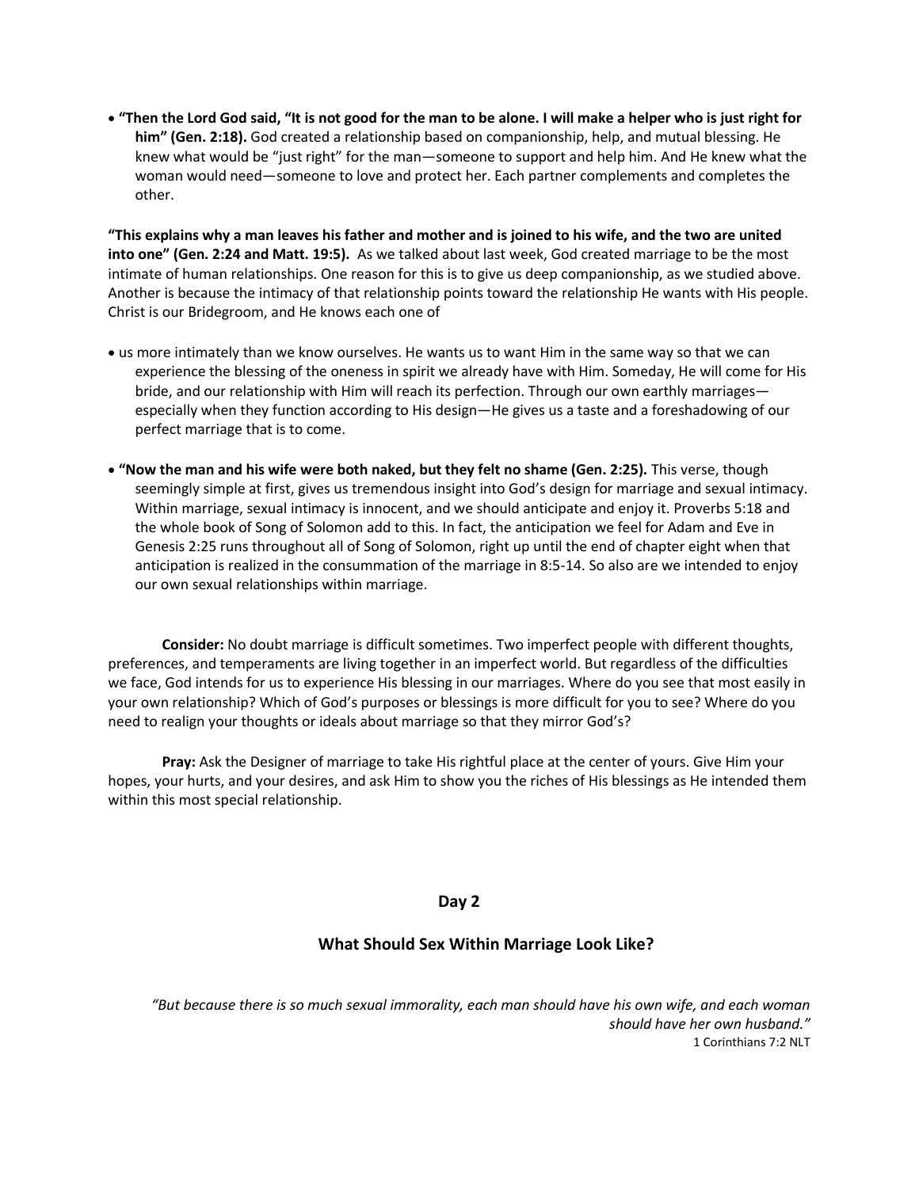- **"Then the Lord God said, "It is not good for the man to be alone. I will make a helper who is just right for him" (Gen. 2:18).** God created a relationship based on companionship, help, and mutual blessing. He knew what would be "just right" for the man—someone to support and help him. And He knew what the woman would need—someone to love and protect her. Each partner complements and completes the other.

**"This explains why a man leaves his father and mother and is joined to his wife, and the two are united into one" (Gen. 2:24 and Matt. 19:5).** As we talked about last week, God created marriage to be the most intimate of human relationships. One reason for this is to give us deep companionship, as we studied above. Another is because the intimacy of that relationship points toward the relationship He wants with His people. Christ is our Bridegroom, and He knows each one of

- us more intimately than we know ourselves. He wants us to want Him in the same way so that we can experience the blessing of the oneness in spirit we already have with Him. Someday, He will come for His bride, and our relationship with Him will reach its perfection. Through our own earthly marriages—especially when they function according to His design—He gives us a taste and a foreshadowing of our perfect marriage that is to come.

- **"Now the man and his wife were both naked, but they felt no shame (Gen. 2:25).** This verse, though seemingly simple at first, gives us tremendous insight into God's design for marriage and sexual intimacy. Within marriage, sexual intimacy is innocent, and we should anticipate and enjoy it. Proverbs 5:18 and the whole book of Song of Solomon add to this. In fact, the anticipation we feel for Adam and Eve in Genesis 2:25 runs throughout all of Song of Solomon, right up until the end of chapter eight when that anticipation is realized in the consummation of the marriage in 8:5-14. So also are we intended to enjoy our own sexual relationships within marriage.

**Consider:** No doubt marriage is difficult sometimes. Two imperfect people with different thoughts, preferences, and temperaments are living together in an imperfect world. But regardless of the difficulties we face, God intends for us to experience His blessing in our marriages. Where do you see that most easily in your own relationship? Which of God's purposes or blessings is more difficult for you to see? Where do you need to realign your thoughts or ideals about marriage so that they mirror God's?

**Pray:** Ask the Designer of marriage to take His rightful place at the center of yours. Give Him your hopes, your hurts, and your desires, and ask Him to show you the riches of His blessings as He intended them within this most special relationship.

## Day 2

## What Should Sex Within Marriage Look Like?

*"But because there is so much sexual immorality, each man should have his own wife, and each woman should have her own husband."*
1 Corinthians 7:2 NLT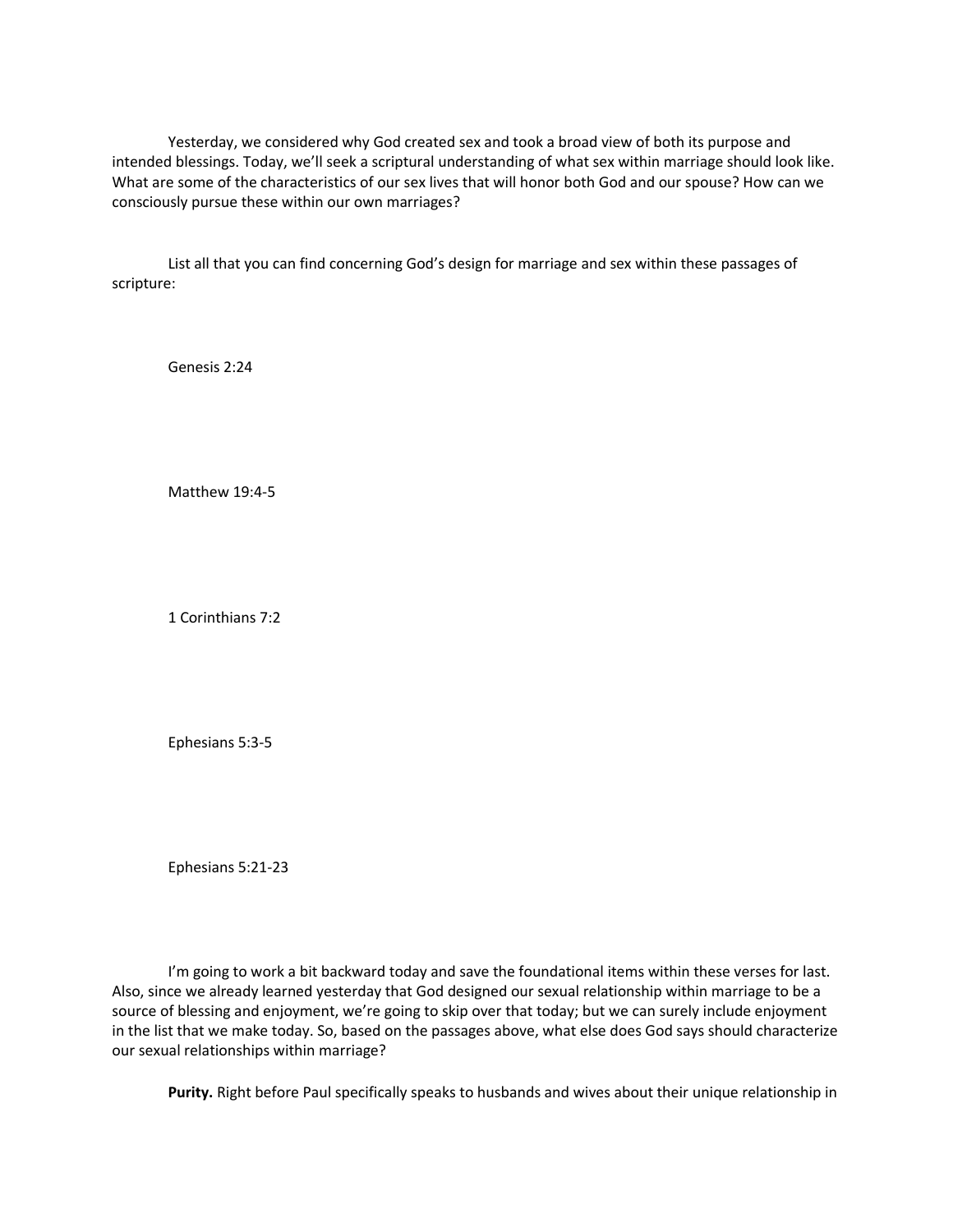Yesterday, we considered why God created sex and took a broad view of both its purpose and intended blessings. Today, we'll seek a scriptural understanding of what sex within marriage should look like. What are some of the characteristics of our sex lives that will honor both God and our spouse? How can we consciously pursue these within our own marriages?

List all that you can find concerning God's design for marriage and sex within these passages of scripture:

Genesis 2:24

Matthew 19:4-5

1 Corinthians 7:2

Ephesians 5:3-5

Ephesians 5:21-23

I'm going to work a bit backward today and save the foundational items within these verses for last. Also, since we already learned yesterday that God designed our sexual relationship within marriage to be a source of blessing and enjoyment, we're going to skip over that today; but we can surely include enjoyment in the list that we make today. So, based on the passages above, what else does God says should characterize our sexual relationships within marriage?

**Purity.** Right before Paul specifically speaks to husbands and wives about their unique relationship in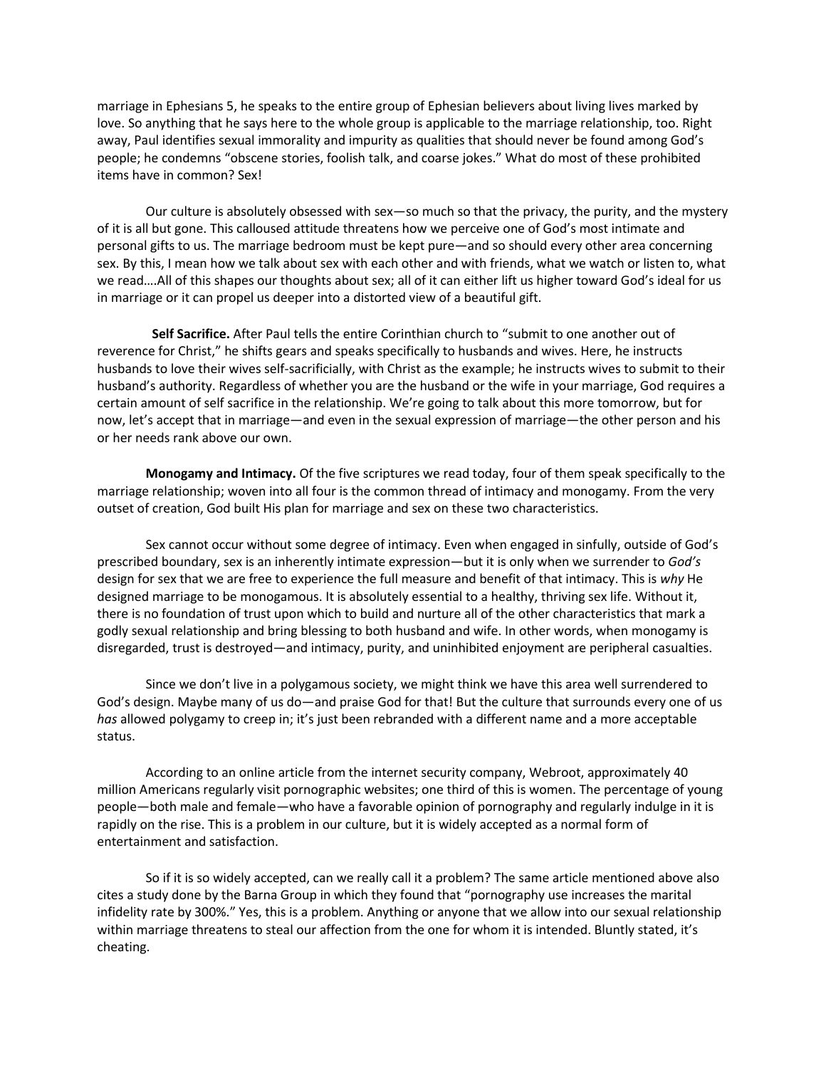marriage in Ephesians 5, he speaks to the entire group of Ephesian believers about living lives marked by love. So anything that he says here to the whole group is applicable to the marriage relationship, too. Right away, Paul identifies sexual immorality and impurity as qualities that should never be found among God's people; he condemns "obscene stories, foolish talk, and coarse jokes." What do most of these prohibited items have in common? Sex!

Our culture is absolutely obsessed with sex—so much so that the privacy, the purity, and the mystery of it is all but gone. This calloused attitude threatens how we perceive one of God's most intimate and personal gifts to us. The marriage bedroom must be kept pure—and so should every other area concerning sex. By this, I mean how we talk about sex with each other and with friends, what we watch or listen to, what we read….All of this shapes our thoughts about sex; all of it can either lift us higher toward God's ideal for us in marriage or it can propel us deeper into a distorted view of a beautiful gift.

**Self Sacrifice.** After Paul tells the entire Corinthian church to "submit to one another out of reverence for Christ," he shifts gears and speaks specifically to husbands and wives. Here, he instructs husbands to love their wives self-sacrificially, with Christ as the example; he instructs wives to submit to their husband's authority. Regardless of whether you are the husband or the wife in your marriage, God requires a certain amount of self sacrifice in the relationship. We're going to talk about this more tomorrow, but for now, let's accept that in marriage—and even in the sexual expression of marriage—the other person and his or her needs rank above our own.

**Monogamy and Intimacy.** Of the five scriptures we read today, four of them speak specifically to the marriage relationship; woven into all four is the common thread of intimacy and monogamy. From the very outset of creation, God built His plan for marriage and sex on these two characteristics.

Sex cannot occur without some degree of intimacy. Even when engaged in sinfully, outside of God's prescribed boundary, sex is an inherently intimate expression—but it is only when we surrender to *God's* design for sex that we are free to experience the full measure and benefit of that intimacy. This is *why* He designed marriage to be monogamous. It is absolutely essential to a healthy, thriving sex life. Without it, there is no foundation of trust upon which to build and nurture all of the other characteristics that mark a godly sexual relationship and bring blessing to both husband and wife. In other words, when monogamy is disregarded, trust is destroyed—and intimacy, purity, and uninhibited enjoyment are peripheral casualties.

Since we don't live in a polygamous society, we might think we have this area well surrendered to God's design. Maybe many of us do—and praise God for that! But the culture that surrounds every one of us *has* allowed polygamy to creep in; it's just been rebranded with a different name and a more acceptable status.

According to an online article from the internet security company, Webroot, approximately 40 million Americans regularly visit pornographic websites; one third of this is women. The percentage of young people—both male and female—who have a favorable opinion of pornography and regularly indulge in it is rapidly on the rise. This is a problem in our culture, but it is widely accepted as a normal form of entertainment and satisfaction.

So if it is so widely accepted, can we really call it a problem? The same article mentioned above also cites a study done by the Barna Group in which they found that "pornography use increases the marital infidelity rate by 300%." Yes, this is a problem. Anything or anyone that we allow into our sexual relationship within marriage threatens to steal our affection from the one for whom it is intended. Bluntly stated, it's cheating.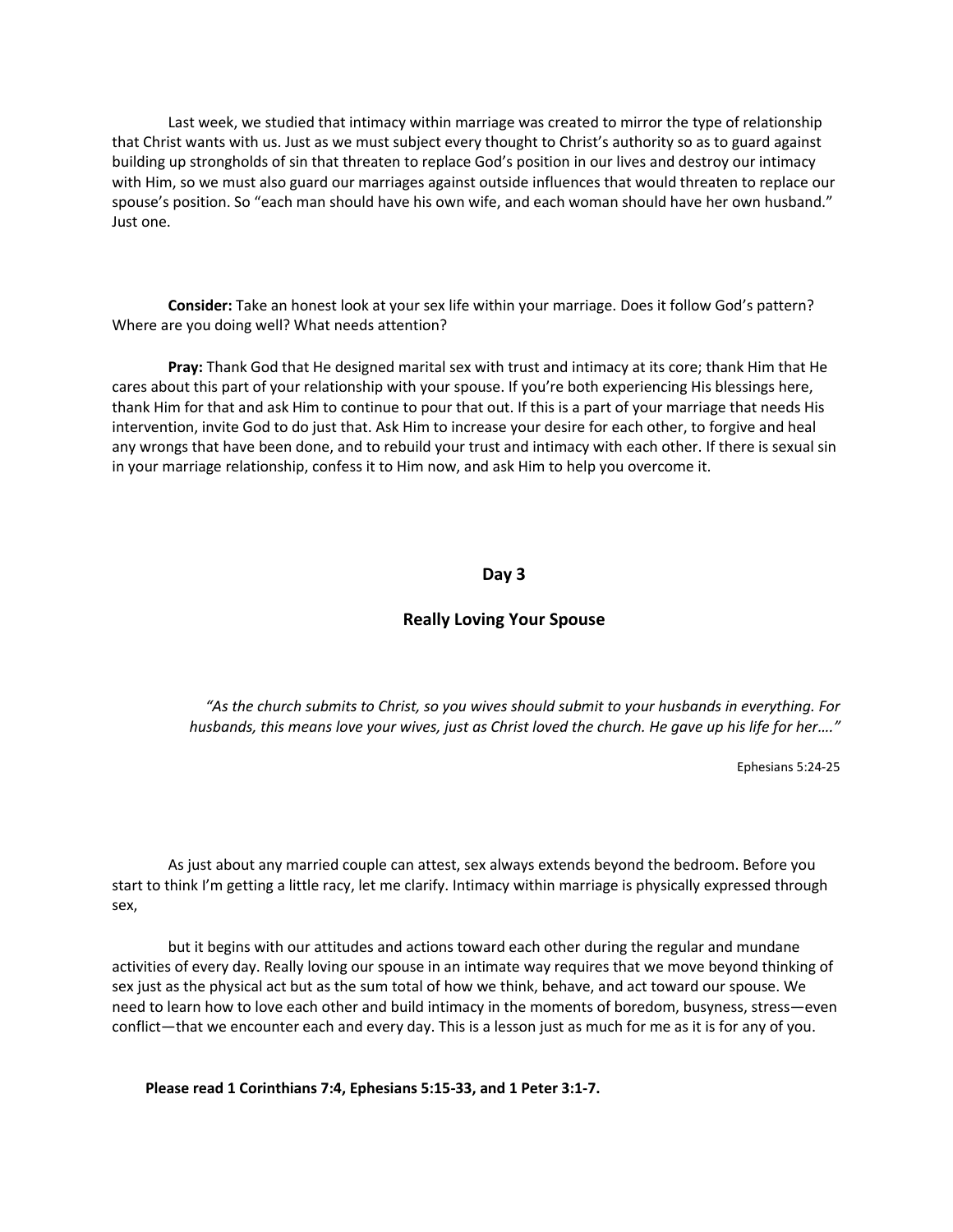Last week, we studied that intimacy within marriage was created to mirror the type of relationship that Christ wants with us. Just as we must subject every thought to Christ's authority so as to guard against building up strongholds of sin that threaten to replace God's position in our lives and destroy our intimacy with Him, so we must also guard our marriages against outside influences that would threaten to replace our spouse's position. So "each man should have his own wife, and each woman should have her own husband." Just one.

**Consider:** Take an honest look at your sex life within your marriage. Does it follow God's pattern? Where are you doing well? What needs attention?

**Pray:** Thank God that He designed marital sex with trust and intimacy at its core; thank Him that He cares about this part of your relationship with your spouse. If you're both experiencing His blessings here, thank Him for that and ask Him to continue to pour that out. If this is a part of your marriage that needs His intervention, invite God to do just that. Ask Him to increase your desire for each other, to forgive and heal any wrongs that have been done, and to rebuild your trust and intimacy with each other. If there is sexual sin in your marriage relationship, confess it to Him now, and ask Him to help you overcome it.

## Day 3

## Really Loving Your Spouse

*"As the church submits to Christ, so you wives should submit to your husbands in everything. For husbands, this means love your wives, just as Christ loved the church. He gave up his life for her…."*

Ephesians 5:24-25

As just about any married couple can attest, sex always extends beyond the bedroom. Before you start to think I'm getting a little racy, let me clarify. Intimacy within marriage is physically expressed through sex,

but it begins with our attitudes and actions toward each other during the regular and mundane activities of every day. Really loving our spouse in an intimate way requires that we move beyond thinking of sex just as the physical act but as the sum total of how we think, behave, and act toward our spouse. We need to learn how to love each other and build intimacy in the moments of boredom, busyness, stress—even conflict—that we encounter each and every day. This is a lesson just as much for me as it is for any of you.

**Please read 1 Corinthians 7:4, Ephesians 5:15-33, and 1 Peter 3:1-7.**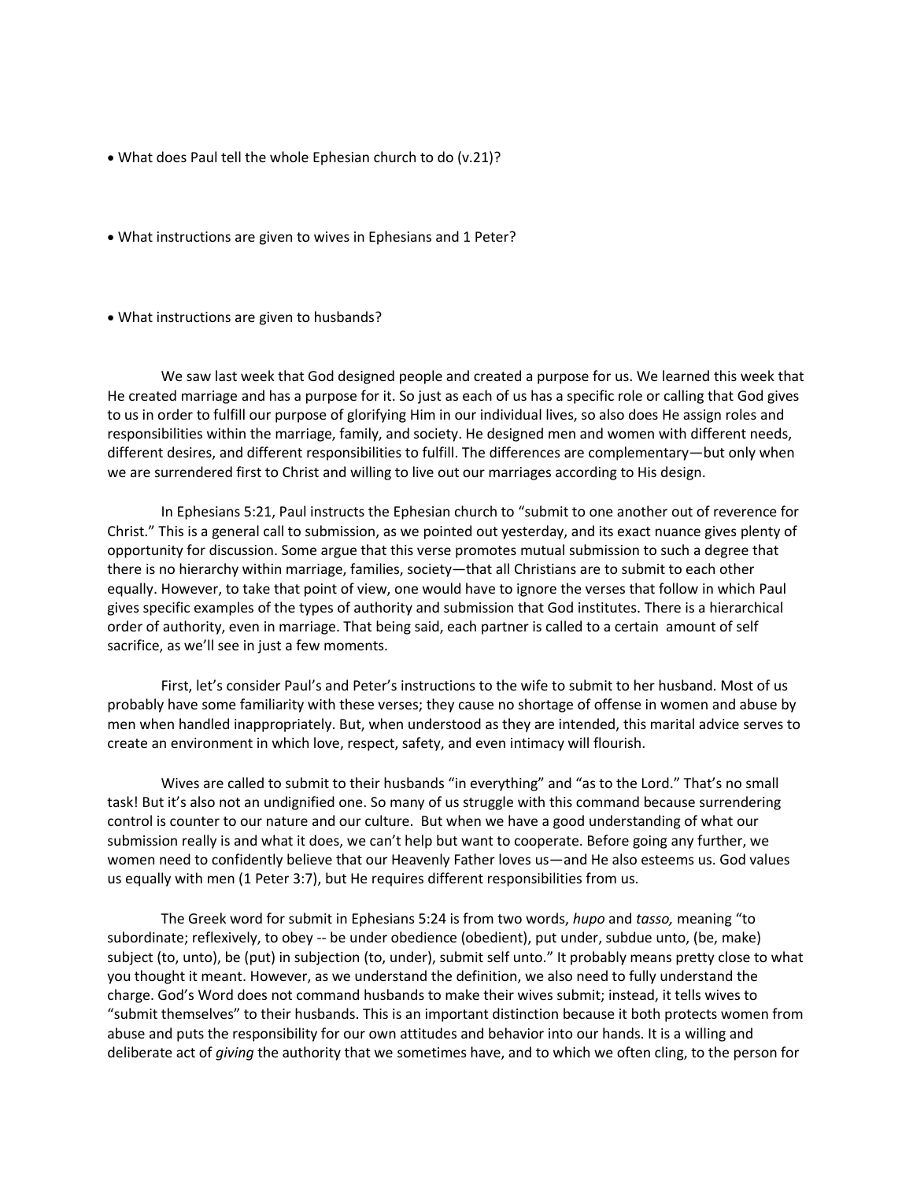- What does Paul tell the whole Ephesian church to do (v.21)?

- What instructions are given to wives in Ephesians and 1 Peter?

- What instructions are given to husbands?

We saw last week that God designed people and created a purpose for us. We learned this week that He created marriage and has a purpose for it. So just as each of us has a specific role or calling that God gives to us in order to fulfill our purpose of glorifying Him in our individual lives, so also does He assign roles and responsibilities within the marriage, family, and society. He designed men and women with different needs, different desires, and different responsibilities to fulfill. The differences are complementary—but only when we are surrendered first to Christ and willing to live out our marriages according to His design.

In Ephesians 5:21, Paul instructs the Ephesian church to "submit to one another out of reverence for Christ." This is a general call to submission, as we pointed out yesterday, and its exact nuance gives plenty of opportunity for discussion. Some argue that this verse promotes mutual submission to such a degree that there is no hierarchy within marriage, families, society—that all Christians are to submit to each other equally. However, to take that point of view, one would have to ignore the verses that follow in which Paul gives specific examples of the types of authority and submission that God institutes. There is a hierarchical order of authority, even in marriage. That being said, each partner is called to a certain amount of self sacrifice, as we'll see in just a few moments.

First, let's consider Paul's and Peter's instructions to the wife to submit to her husband. Most of us probably have some familiarity with these verses; they cause no shortage of offense in women and abuse by men when handled inappropriately. But, when understood as they are intended, this marital advice serves to create an environment in which love, respect, safety, and even intimacy will flourish.

Wives are called to submit to their husbands "in everything" and "as to the Lord." That's no small task! But it's also not an undignified one. So many of us struggle with this command because surrendering control is counter to our nature and our culture. But when we have a good understanding of what our submission really is and what it does, we can't help but want to cooperate. Before going any further, we women need to confidently believe that our Heavenly Father loves us—and He also esteems us. God values us equally with men (1 Peter 3:7), but He requires different responsibilities from us.

The Greek word for submit in Ephesians 5:24 is from two words, *hupo* and *tasso,* meaning "to subordinate; reflexively, to obey -- be under obedience (obedient), put under, subdue unto, (be, make) subject (to, unto), be (put) in subjection (to, under), submit self unto." It probably means pretty close to what you thought it meant. However, as we understand the definition, we also need to fully understand the charge. God's Word does not command husbands to make their wives submit; instead, it tells wives to "submit themselves" to their husbands. This is an important distinction because it both protects women from abuse and puts the responsibility for our own attitudes and behavior into our hands. It is a willing and deliberate act of *giving* the authority that we sometimes have, and to which we often cling, to the person for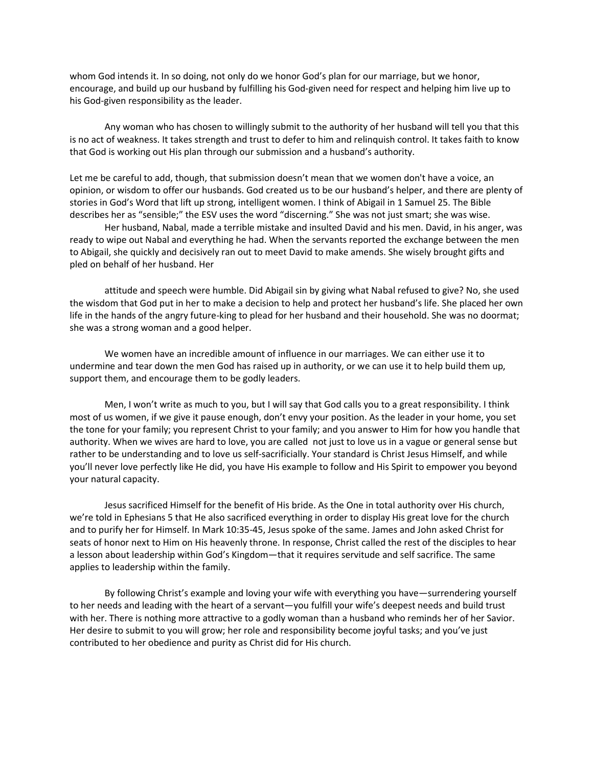whom God intends it. In so doing, not only do we honor God's plan for our marriage, but we honor, encourage, and build up our husband by fulfilling his God-given need for respect and helping him live up to his God-given responsibility as the leader.

Any woman who has chosen to willingly submit to the authority of her husband will tell you that this is no act of weakness. It takes strength and trust to defer to him and relinquish control. It takes faith to know that God is working out His plan through our submission and a husband's authority.

Let me be careful to add, though, that submission doesn't mean that we women don't have a voice, an opinion, or wisdom to offer our husbands. God created us to be our husband's helper, and there are plenty of stories in God's Word that lift up strong, intelligent women. I think of Abigail in 1 Samuel 25. The Bible describes her as "sensible;" the ESV uses the word "discerning." She was not just smart; she was wise.

Her husband, Nabal, made a terrible mistake and insulted David and his men. David, in his anger, was ready to wipe out Nabal and everything he had. When the servants reported the exchange between the men to Abigail, she quickly and decisively ran out to meet David to make amends. She wisely brought gifts and pled on behalf of her husband. Her attitude and speech were humble. Did Abigail sin by giving what Nabal refused to give? No, she used the wisdom that God put in her to make a decision to help and protect her husband's life. She placed her own life in the hands of the angry future-king to plead for her husband and their household. She was no doormat; she was a strong woman and a good helper.

We women have an incredible amount of influence in our marriages. We can either use it to undermine and tear down the men God has raised up in authority, or we can use it to help build them up, support them, and encourage them to be godly leaders.

Men, I won't write as much to you, but I will say that God calls you to a great responsibility. I think most of us women, if we give it pause enough, don't envy your position. As the leader in your home, you set the tone for your family; you represent Christ to your family; and you answer to Him for how you handle that authority. When we wives are hard to love, you are called not just to love us in a vague or general sense but rather to be understanding and to love us self-sacrificially. Your standard is Christ Jesus Himself, and while you'll never love perfectly like He did, you have His example to follow and His Spirit to empower you beyond your natural capacity.

Jesus sacrificed Himself for the benefit of His bride. As the One in total authority over His church, we're told in Ephesians 5 that He also sacrificed everything in order to display His great love for the church and to purify her for Himself. In Mark 10:35-45, Jesus spoke of the same. James and John asked Christ for seats of honor next to Him on His heavenly throne. In response, Christ called the rest of the disciples to hear a lesson about leadership within God's Kingdom—that it requires servitude and self sacrifice. The same applies to leadership within the family.

By following Christ's example and loving your wife with everything you have—surrendering yourself to her needs and leading with the heart of a servant—you fulfill your wife's deepest needs and build trust with her. There is nothing more attractive to a godly woman than a husband who reminds her of her Savior. Her desire to submit to you will grow; her role and responsibility become joyful tasks; and you've just contributed to her obedience and purity as Christ did for His church.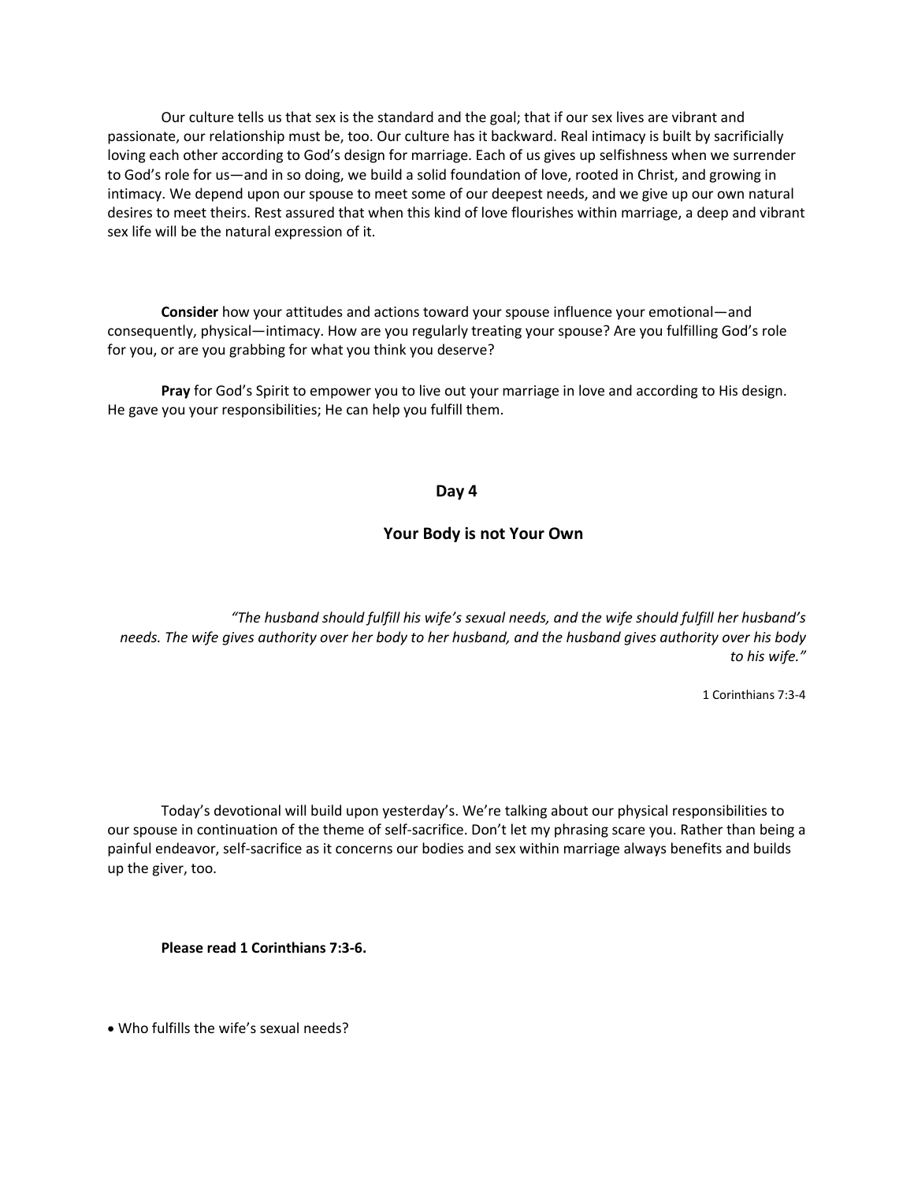Our culture tells us that sex is the standard and the goal; that if our sex lives are vibrant and passionate, our relationship must be, too. Our culture has it backward. Real intimacy is built by sacrificially loving each other according to God's design for marriage. Each of us gives up selfishness when we surrender to God's role for us—and in so doing, we build a solid foundation of love, rooted in Christ, and growing in intimacy. We depend upon our spouse to meet some of our deepest needs, and we give up our own natural desires to meet theirs. Rest assured that when this kind of love flourishes within marriage, a deep and vibrant sex life will be the natural expression of it.

**Consider** how your attitudes and actions toward your spouse influence your emotional—and consequently, physical—intimacy. How are you regularly treating your spouse? Are you fulfilling God's role for you, or are you grabbing for what you think you deserve?

**Pray** for God's Spirit to empower you to live out your marriage in love and according to His design. He gave you your responsibilities; He can help you fulfill them.

## Day 4

## Your Body is not Your Own

*"The husband should fulfill his wife's sexual needs, and the wife should fulfill her husband's needs. The wife gives authority over her body to her husband, and the husband gives authority over his body to his wife."*

1 Corinthians 7:3-4

Today's devotional will build upon yesterday's. We're talking about our physical responsibilities to our spouse in continuation of the theme of self-sacrifice. Don't let my phrasing scare you. Rather than being a painful endeavor, self-sacrifice as it concerns our bodies and sex within marriage always benefits and builds up the giver, too.

**Please read 1 Corinthians 7:3-6.**

- Who fulfills the wife's sexual needs?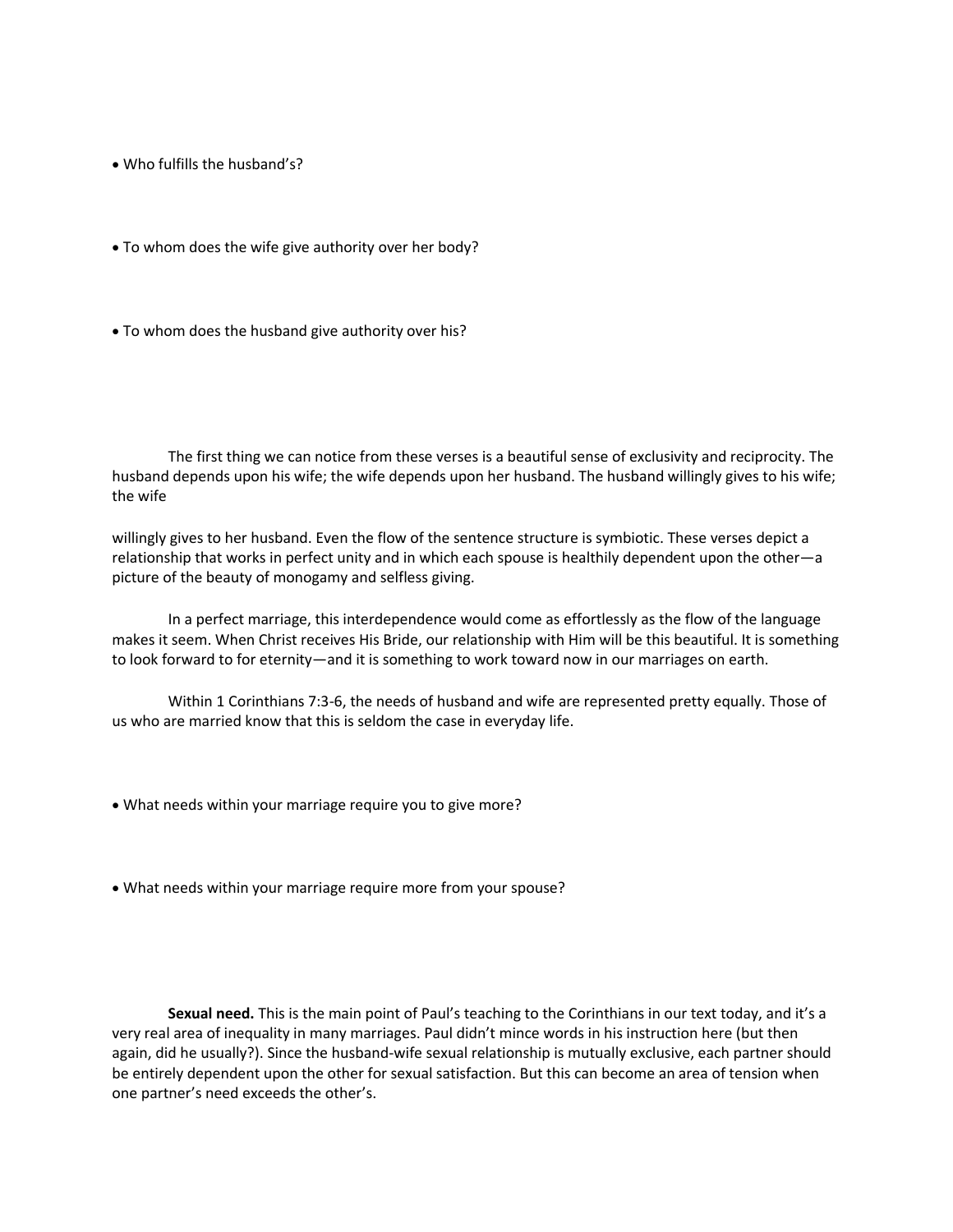- Who fulfills the husband's?

- To whom does the wife give authority over her body?

- To whom does the husband give authority over his?

The first thing we can notice from these verses is a beautiful sense of exclusivity and reciprocity. The husband depends upon his wife; the wife depends upon her husband. The husband willingly gives to his wife; the wife

willingly gives to her husband. Even the flow of the sentence structure is symbiotic. These verses depict a relationship that works in perfect unity and in which each spouse is healthily dependent upon the other—a picture of the beauty of monogamy and selfless giving.

In a perfect marriage, this interdependence would come as effortlessly as the flow of the language makes it seem. When Christ receives His Bride, our relationship with Him will be this beautiful. It is something to look forward to for eternity—and it is something to work toward now in our marriages on earth.

Within 1 Corinthians 7:3-6, the needs of husband and wife are represented pretty equally. Those of us who are married know that this is seldom the case in everyday life.

- What needs within your marriage require you to give more?

- What needs within your marriage require more from your spouse?

**Sexual need.** This is the main point of Paul's teaching to the Corinthians in our text today, and it's a very real area of inequality in many marriages. Paul didn't mince words in his instruction here (but then again, did he usually?). Since the husband-wife sexual relationship is mutually exclusive, each partner should be entirely dependent upon the other for sexual satisfaction. But this can become an area of tension when one partner's need exceeds the other's.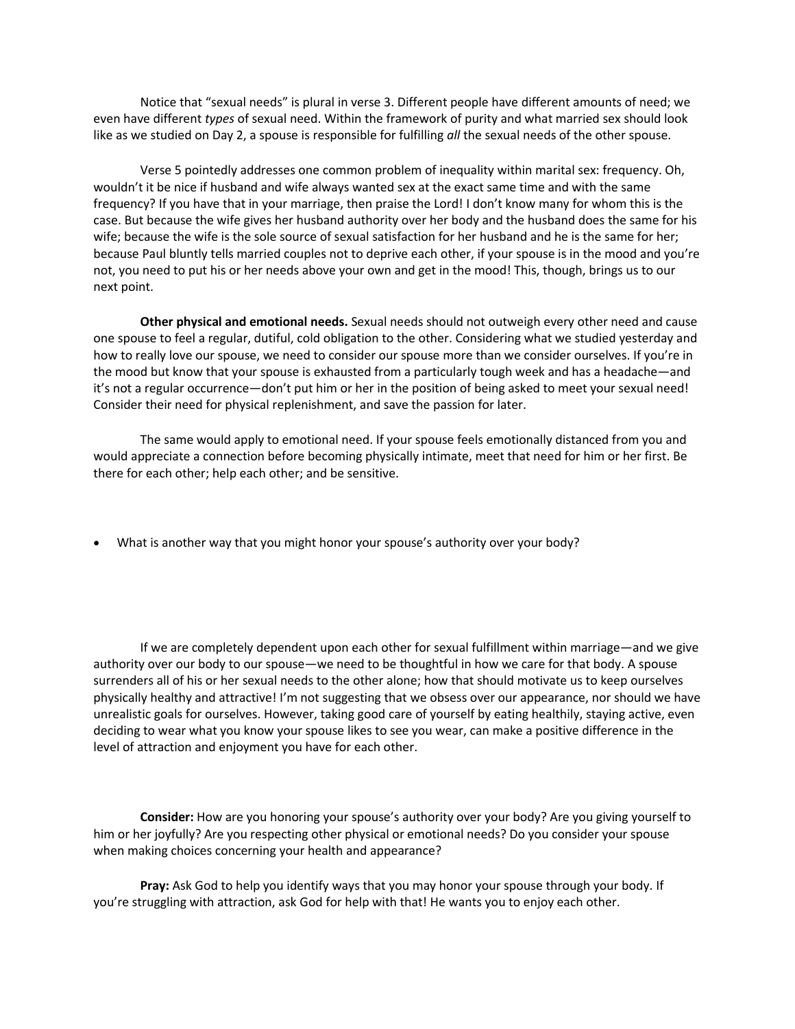Notice that "sexual needs" is plural in verse 3. Different people have different amounts of need; we even have different *types* of sexual need. Within the framework of purity and what married sex should look like as we studied on Day 2, a spouse is responsible for fulfilling *all* the sexual needs of the other spouse.

Verse 5 pointedly addresses one common problem of inequality within marital sex: frequency. Oh, wouldn't it be nice if husband and wife always wanted sex at the exact same time and with the same frequency? If you have that in your marriage, then praise the Lord! I don't know many for whom this is the case. But because the wife gives her husband authority over her body and the husband does the same for his wife; because the wife is the sole source of sexual satisfaction for her husband and he is the same for her; because Paul bluntly tells married couples not to deprive each other, if your spouse is in the mood and you're not, you need to put his or her needs above your own and get in the mood! This, though, brings us to our next point.

**Other physical and emotional needs.** Sexual needs should not outweigh every other need and cause one spouse to feel a regular, dutiful, cold obligation to the other. Considering what we studied yesterday and how to really love our spouse, we need to consider our spouse more than we consider ourselves. If you're in the mood but know that your spouse is exhausted from a particularly tough week and has a headache—and it's not a regular occurrence—don't put him or her in the position of being asked to meet your sexual need! Consider their need for physical replenishment, and save the passion for later.

The same would apply to emotional need. If your spouse feels emotionally distanced from you and would appreciate a connection before becoming physically intimate, meet that need for him or her first. Be there for each other; help each other; and be sensitive.

- What is another way that you might honor your spouse's authority over your body?

If we are completely dependent upon each other for sexual fulfillment within marriage—and we give authority over our body to our spouse—we need to be thoughtful in how we care for that body. A spouse surrenders all of his or her sexual needs to the other alone; how that should motivate us to keep ourselves physically healthy and attractive! I'm not suggesting that we obsess over our appearance, nor should we have unrealistic goals for ourselves. However, taking good care of yourself by eating healthily, staying active, even deciding to wear what you know your spouse likes to see you wear, can make a positive difference in the level of attraction and enjoyment you have for each other.

**Consider:** How are you honoring your spouse's authority over your body? Are you giving yourself to him or her joyfully? Are you respecting other physical or emotional needs? Do you consider your spouse when making choices concerning your health and appearance?

**Pray:** Ask God to help you identify ways that you may honor your spouse through your body. If you're struggling with attraction, ask God for help with that! He wants you to enjoy each other.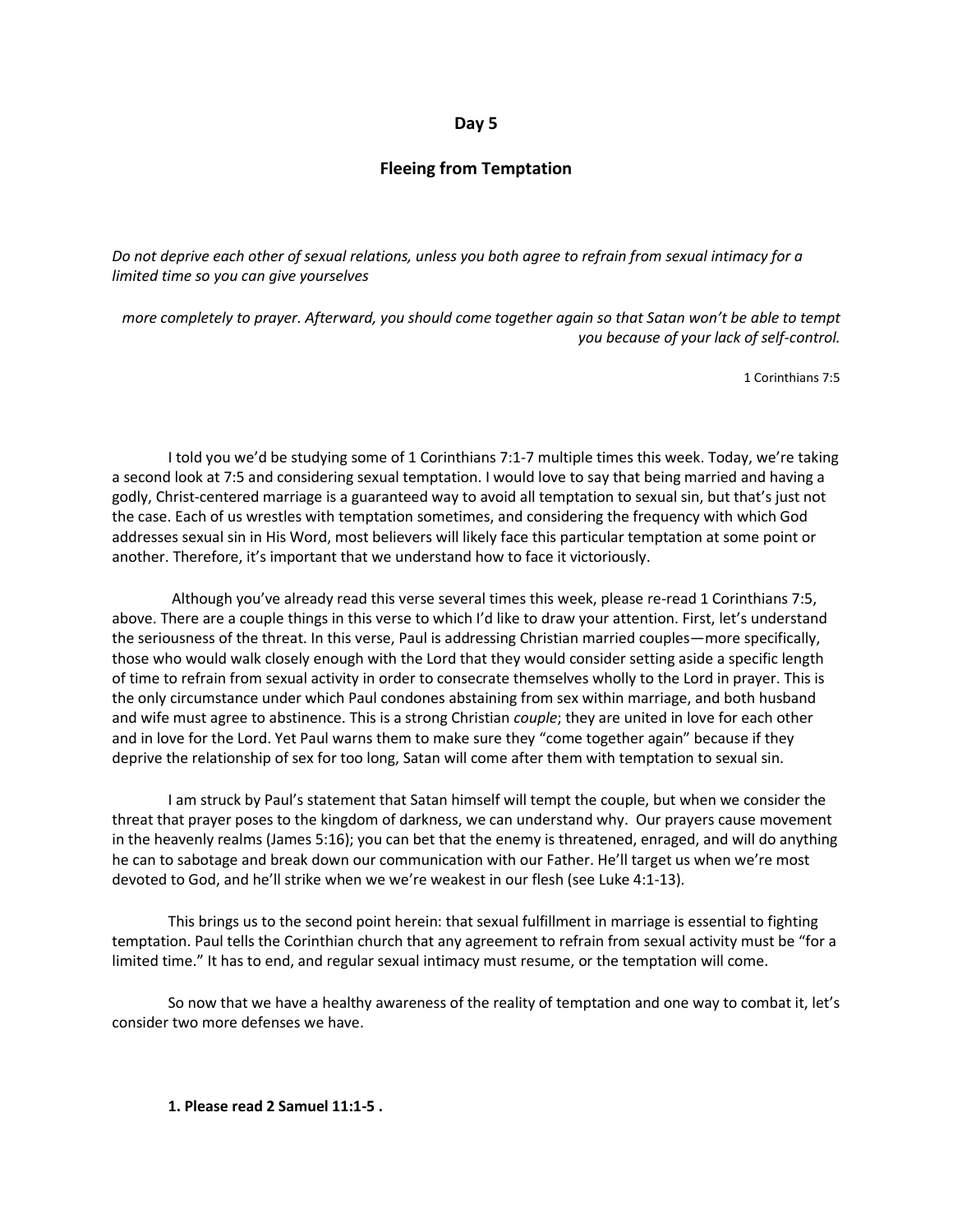**Day 5**

**Fleeing from Temptation**

*Do not deprive each other of sexual relations, unless you both agree to refrain from sexual intimacy for a limited time so you can give yourselves*

*more completely to prayer. Afterward, you should come together again so that Satan won't be able to tempt you because of your lack of self-control.*

1 Corinthians 7:5

I told you we'd be studying some of 1 Corinthians 7:1-7 multiple times this week. Today, we're taking a second look at 7:5 and considering sexual temptation. I would love to say that being married and having a godly, Christ-centered marriage is a guaranteed way to avoid all temptation to sexual sin, but that's just not the case. Each of us wrestles with temptation sometimes, and considering the frequency with which God addresses sexual sin in His Word, most believers will likely face this particular temptation at some point or another. Therefore, it's important that we understand how to face it victoriously.

Although you've already read this verse several times this week, please re-read 1 Corinthians 7:5, above. There are a couple things in this verse to which I'd like to draw your attention. First, let's understand the seriousness of the threat. In this verse, Paul is addressing Christian married couples—more specifically, those who would walk closely enough with the Lord that they would consider setting aside a specific length of time to refrain from sexual activity in order to consecrate themselves wholly to the Lord in prayer. This is the only circumstance under which Paul condones abstaining from sex within marriage, and both husband and wife must agree to abstinence. This is a strong Christian *couple*; they are united in love for each other and in love for the Lord. Yet Paul warns them to make sure they "come together again" because if they deprive the relationship of sex for too long, Satan will come after them with temptation to sexual sin.

I am struck by Paul's statement that Satan himself will tempt the couple, but when we consider the threat that prayer poses to the kingdom of darkness, we can understand why. Our prayers cause movement in the heavenly realms (James 5:16); you can bet that the enemy is threatened, enraged, and will do anything he can to sabotage and break down our communication with our Father. He'll target us when we're most devoted to God, and he'll strike when we we're weakest in our flesh (see Luke 4:1-13).

This brings us to the second point herein: that sexual fulfillment in marriage is essential to fighting temptation. Paul tells the Corinthian church that any agreement to refrain from sexual activity must be "for a limited time." It has to end, and regular sexual intimacy must resume, or the temptation will come.

So now that we have a healthy awareness of the reality of temptation and one way to combat it, let's consider two more defenses we have.

**1. Please read 2 Samuel 11:1-5 .**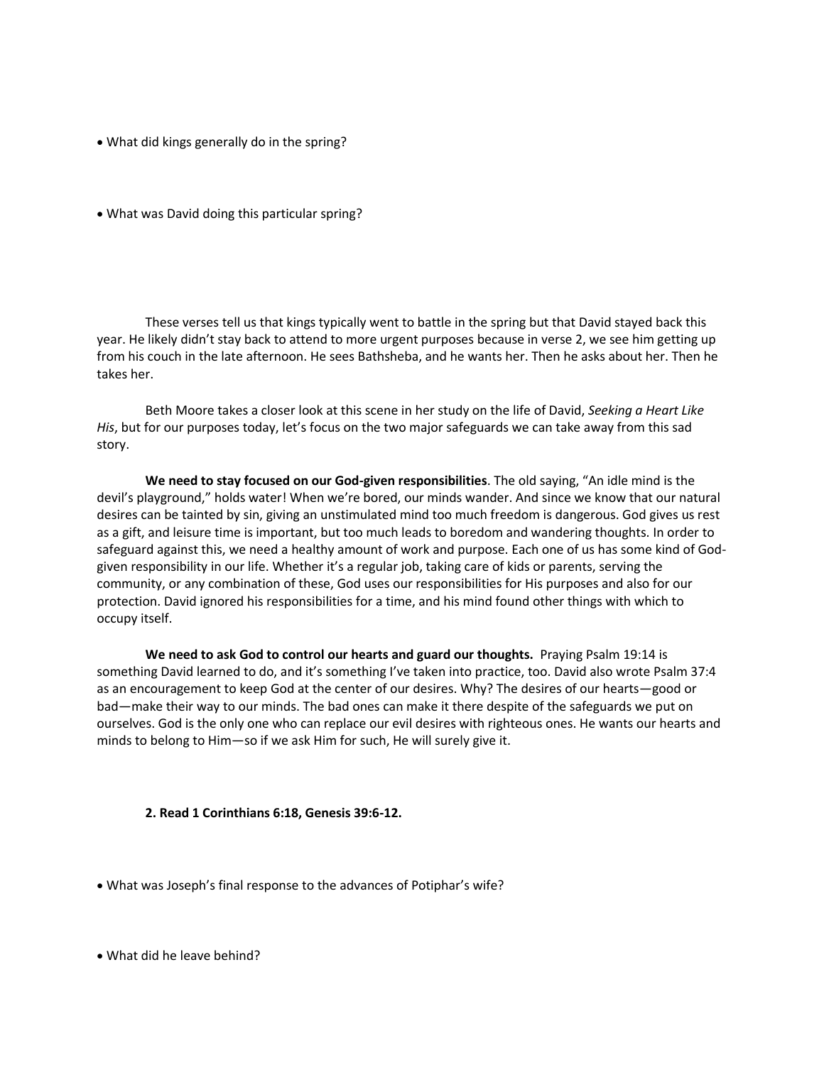- What did kings generally do in the spring?

- What was David doing this particular spring?

These verses tell us that kings typically went to battle in the spring but that David stayed back this year. He likely didn't stay back to attend to more urgent purposes because in verse 2, we see him getting up from his couch in the late afternoon. He sees Bathsheba, and he wants her. Then he asks about her. Then he takes her.

Beth Moore takes a closer look at this scene in her study on the life of David, *Seeking a Heart Like His*, but for our purposes today, let's focus on the two major safeguards we can take away from this sad story.

**We need to stay focused on our God-given responsibilities**. The old saying, "An idle mind is the devil's playground," holds water! When we're bored, our minds wander. And since we know that our natural desires can be tainted by sin, giving an unstimulated mind too much freedom is dangerous. God gives us rest as a gift, and leisure time is important, but too much leads to boredom and wandering thoughts. In order to safeguard against this, we need a healthy amount of work and purpose. Each one of us has some kind of God-given responsibility in our life. Whether it's a regular job, taking care of kids or parents, serving the community, or any combination of these, God uses our responsibilities for His purposes and also for our protection. David ignored his responsibilities for a time, and his mind found other things with which to occupy itself.

**We need to ask God to control our hearts and guard our thoughts.** Praying Psalm 19:14 is something David learned to do, and it's something I've taken into practice, too. David also wrote Psalm 37:4 as an encouragement to keep God at the center of our desires. Why? The desires of our hearts—good or bad—make their way to our minds. The bad ones can make it there despite of the safeguards we put on ourselves. God is the only one who can replace our evil desires with righteous ones. He wants our hearts and minds to belong to Him—so if we ask Him for such, He will surely give it.

**2. Read 1 Corinthians 6:18, Genesis 39:6-12.**

- What was Joseph's final response to the advances of Potiphar's wife?

- What did he leave behind?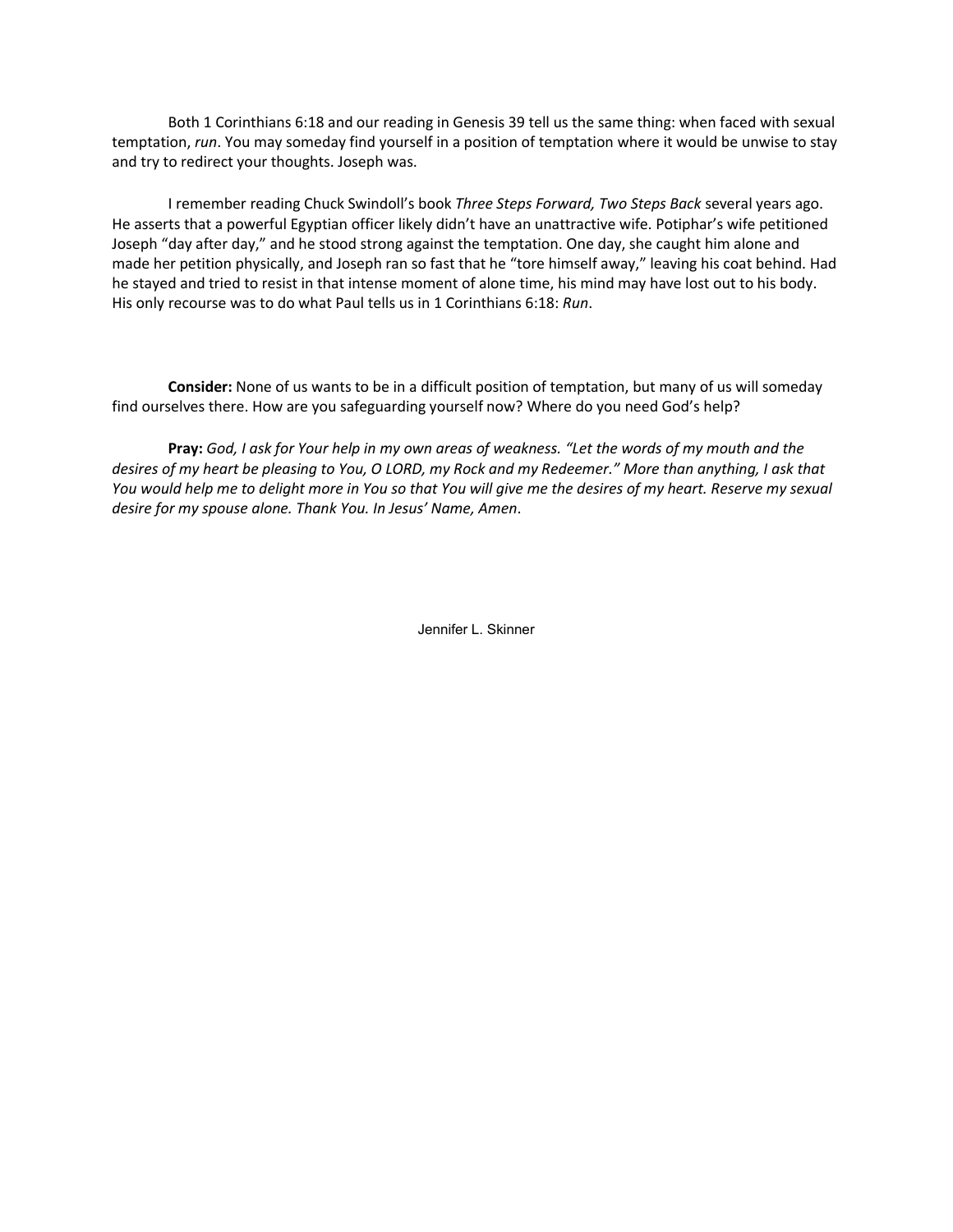Both 1 Corinthians 6:18 and our reading in Genesis 39 tell us the same thing: when faced with sexual temptation, *run*. You may someday find yourself in a position of temptation where it would be unwise to stay and try to redirect your thoughts. Joseph was.

I remember reading Chuck Swindoll's book *Three Steps Forward, Two Steps Back* several years ago. He asserts that a powerful Egyptian officer likely didn't have an unattractive wife. Potiphar's wife petitioned Joseph "day after day," and he stood strong against the temptation. One day, she caught him alone and made her petition physically, and Joseph ran so fast that he "tore himself away," leaving his coat behind. Had he stayed and tried to resist in that intense moment of alone time, his mind may have lost out to his body. His only recourse was to do what Paul tells us in 1 Corinthians 6:18: *Run*.

**Consider:** None of us wants to be in a difficult position of temptation, but many of us will someday find ourselves there. How are you safeguarding yourself now? Where do you need God's help?

**Pray:** *God, I ask for Your help in my own areas of weakness. "Let the words of my mouth and the desires of my heart be pleasing to You, O LORD, my Rock and my Redeemer." More than anything, I ask that You would help me to delight more in You so that You will give me the desires of my heart. Reserve my sexual desire for my spouse alone. Thank You. In Jesus' Name, Amen*.

Jennifer L. Skinner